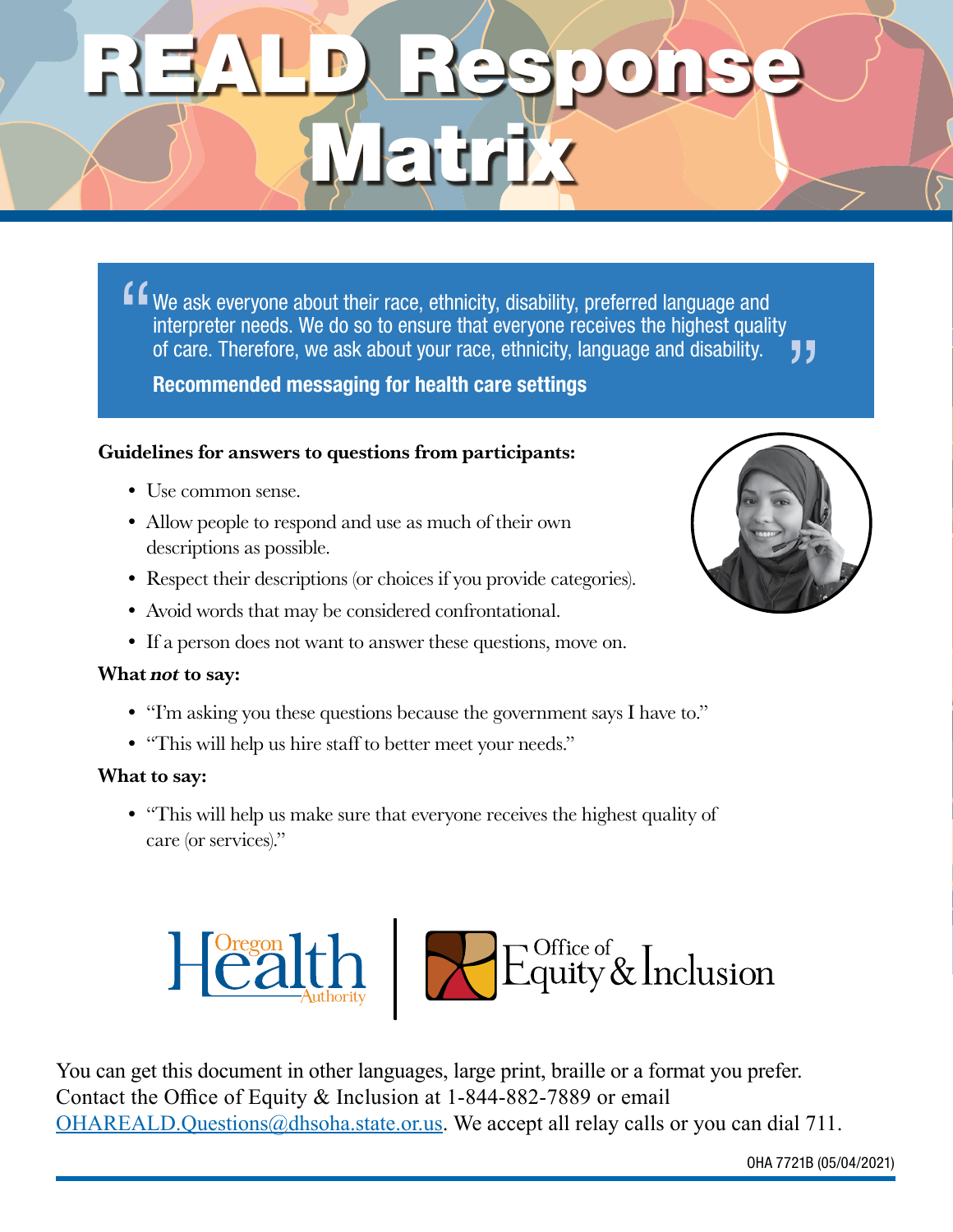# READL Response Matrix

> "We ask everyone about their race, ethnicity, disability, preferred language and interpreter needs. We do so to ensure that everyone receives the highest quality of care. Therefore, we ask about your race, ethnicity, language and disability."

**Recommended messaging for health care settings**

**Guidelines for answers to questions from participants:**

- Use common sense.
- Allow people to respond and use as much of their own descriptions as possible.
- Respect their descriptions (or choices if you provide categories).
- Avoid words that may be considered confrontational.
- If a person does not want to answer these questions, move on.

**What *not* to say:**

- "I'm asking you these questions because the government says I have to."
- "This will help us hire staff to better meet your needs."

**What to say:**

- "This will help us make sure that everyone receives the highest quality of care (or services)."

Oregon Health Authority | Office of Equity & Inclusion

You can get this document in other languages, large print, braille or a format you prefer. Contact the Office of Equity & Inclusion at 1-844-882-7889 or email OHAREALD.Questions@dhsoha.state.or.us. We accept all relay calls or you can dial 711.

OHA 7721B (05/04/2021)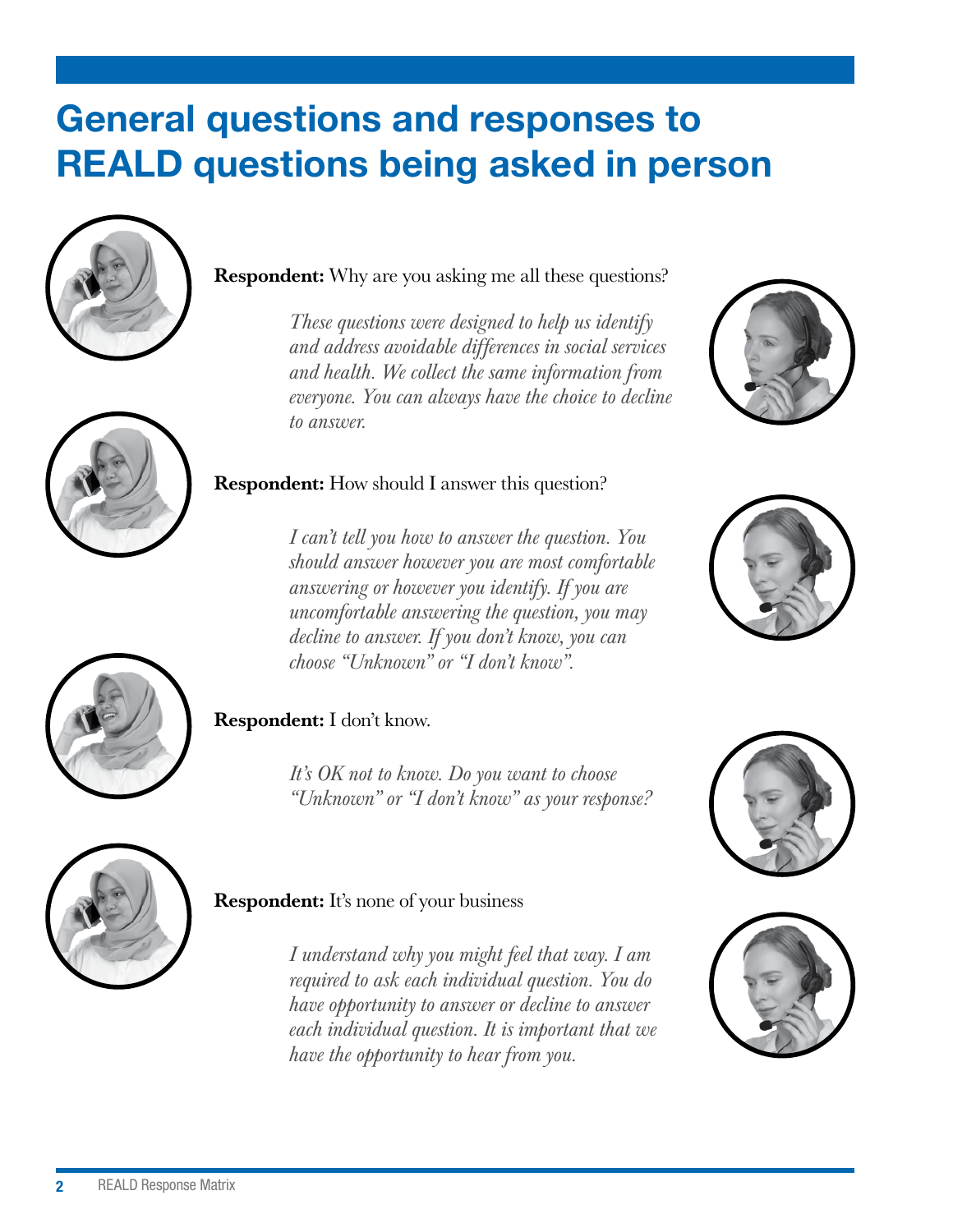# General questions and responses to REALD questions being asked in person

**Respondent:** Why are you asking me all these questions?

*These questions were designed to help us identify and address avoidable differences in social services and health. We collect the same information from everyone. You can always have the choice to decline to answer.*

**Respondent:** How should I answer this question?

*I can't tell you how to answer the question. You should answer however you are most comfortable answering or however you identify. If you are uncomfortable answering the question, you may decline to answer. If you don't know, you can choose "Unknown" or "I don't know".*

**Respondent:** I don't know.

*It's OK not to know. Do you want to choose "Unknown" or "I don't know" as your response?*

**Respondent:** It's none of your business

*I understand why you might feel that way. I am required to ask each individual question. You do have opportunity to answer or decline to answer each individual question. It is important that we have the opportunity to hear from you.*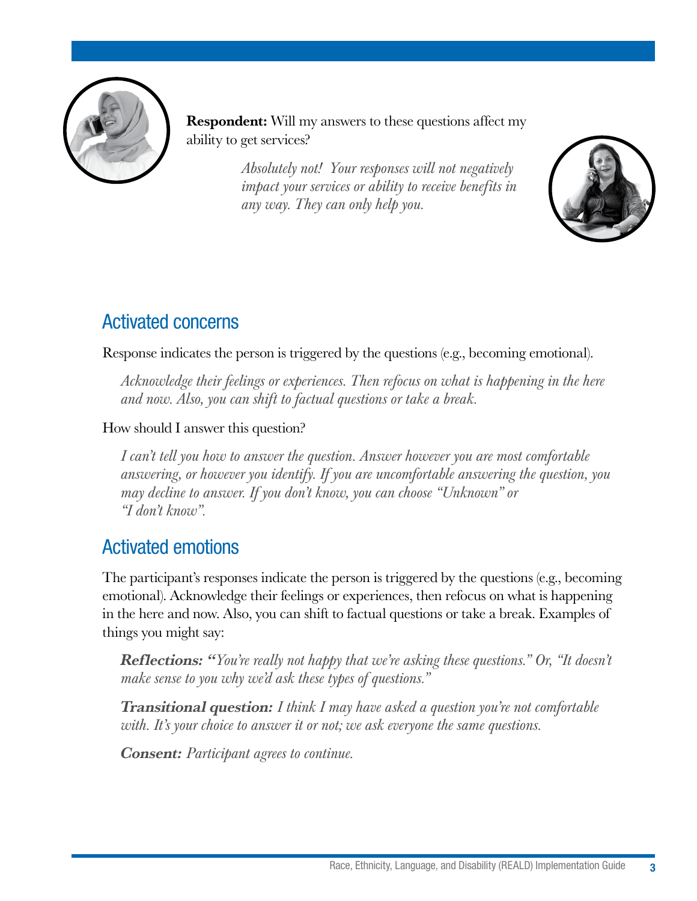**Respondent:** Will my answers to these questions affect my ability to get services?

*Absolutely not! Your responses will not negatively impact your services or ability to receive benefits in any way. They can only help you.*

## Activated concerns

Response indicates the person is triggered by the questions (e.g., becoming emotional).

*Acknowledge their feelings or experiences. Then refocus on what is happening in the here and now. Also, you can shift to factual questions or take a break.*

How should I answer this question?

*I can't tell you how to answer the question. Answer however you are most comfortable answering, or however you identify. If you are uncomfortable answering the question, you may decline to answer. If you don't know, you can choose "Unknown" or "I don't know".*

## Activated emotions

The participant's responses indicate the person is triggered by the questions (e.g., becoming emotional). Acknowledge their feelings or experiences, then refocus on what is happening in the here and now. Also, you can shift to factual questions or take a break. Examples of things you might say:

**Reflections:** *"You're really not happy that we're asking these questions." Or, "It doesn't make sense to you why we'd ask these types of questions."*

**Transitional question:** *I think I may have asked a question you're not comfortable with. It's your choice to answer it or not; we ask everyone the same questions.*

**Consent:** *Participant agrees to continue.*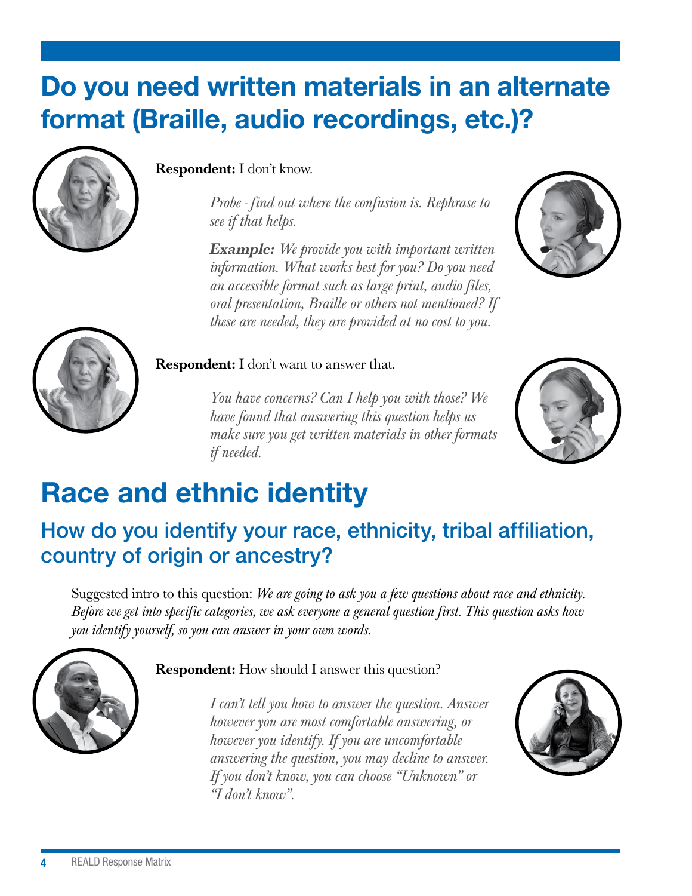## Do you need written materials in an alternate format (Braille, audio recordings, etc.)?

**Respondent:** I don't know.

> *Probe - find out where the confusion is. Rephrase to see if that helps.*
>
> ***Example:*** *We provide you with important written information. What works best for you? Do you need an accessible format such as large print, audio files, oral presentation, Braille or others not mentioned? If these are needed, they are provided at no cost to you.*

**Respondent:** I don't want to answer that.

> *You have concerns? Can I help you with those? We have found that answering this question helps us make sure you get written materials in other formats if needed.*

# Race and ethnic identity

## How do you identify your race, ethnicity, tribal affiliation, country of origin or ancestry?

Suggested intro to this question: *We are going to ask you a few questions about race and ethnicity. Before we get into specific categories, we ask everyone a general question first. This question asks how you identify yourself, so you can answer in your own words.*

**Respondent:** How should I answer this question?

> *I can't tell you how to answer the question. Answer however you are most comfortable answering, or however you identify. If you are uncomfortable answering the question, you may decline to answer. If you don't know, you can choose "Unknown" or "I don't know".*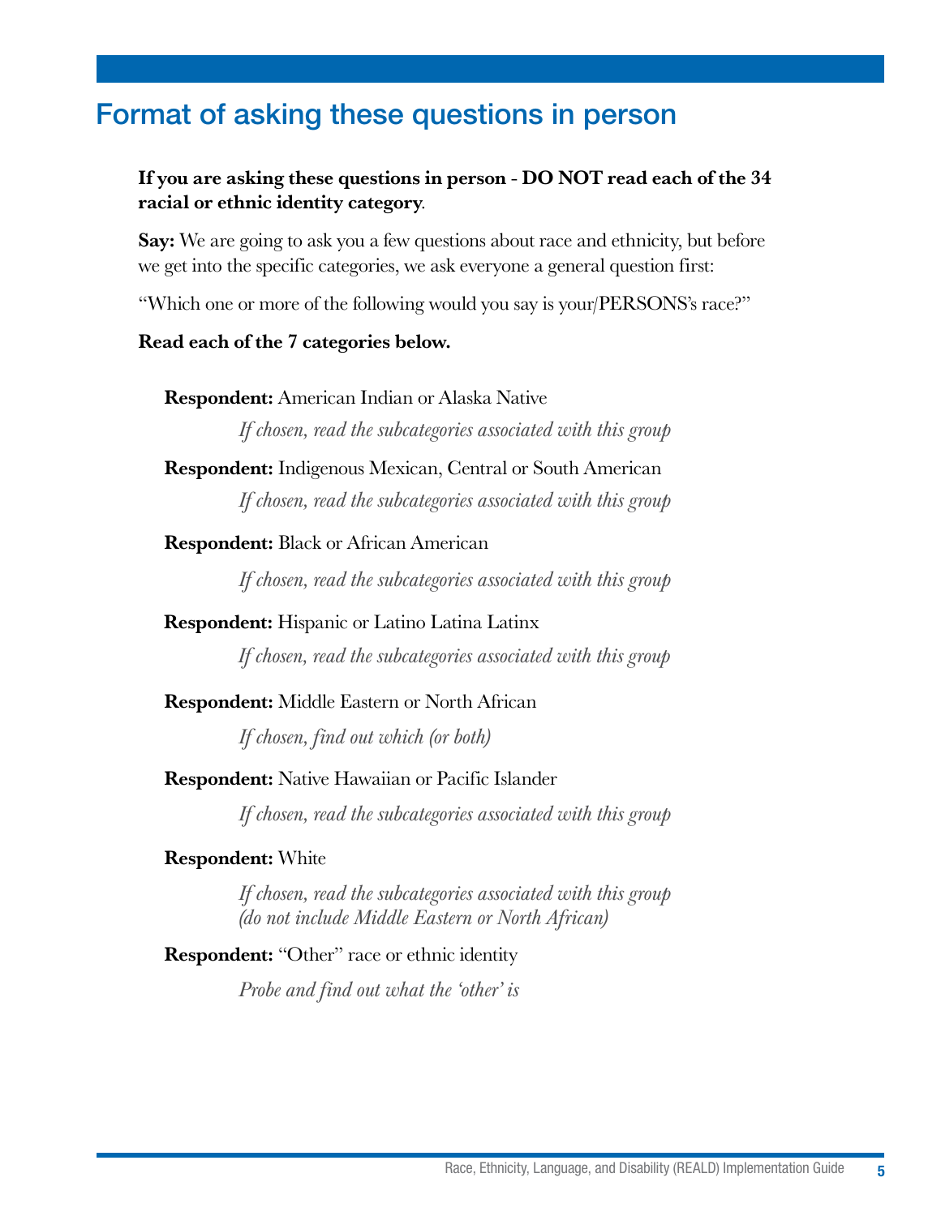# Format of asking these questions in person

**If you are asking these questions in person - DO NOT read each of the 34 racial or ethnic identity category**.

**Say:** We are going to ask you a few questions about race and ethnicity, but before we get into the specific categories, we ask everyone a general question first:

"Which one or more of the following would you say is your/PERSONS's race?"

**Read each of the 7 categories below.**

**Respondent:** American Indian or Alaska Native

*If chosen, read the subcategories associated with this group*

**Respondent:** Indigenous Mexican, Central or South American

*If chosen, read the subcategories associated with this group*

**Respondent:** Black or African American

*If chosen, read the subcategories associated with this group*

**Respondent:** Hispanic or Latino Latina Latinx

*If chosen, read the subcategories associated with this group*

**Respondent:** Middle Eastern or North African

*If chosen, find out which (or both)*

**Respondent:** Native Hawaiian or Pacific Islander

*If chosen, read the subcategories associated with this group*

**Respondent:** White

*If chosen, read the subcategories associated with this group (do not include Middle Eastern or North African)*

**Respondent:** "Other" race or ethnic identity

*Probe and find out what the 'other' is*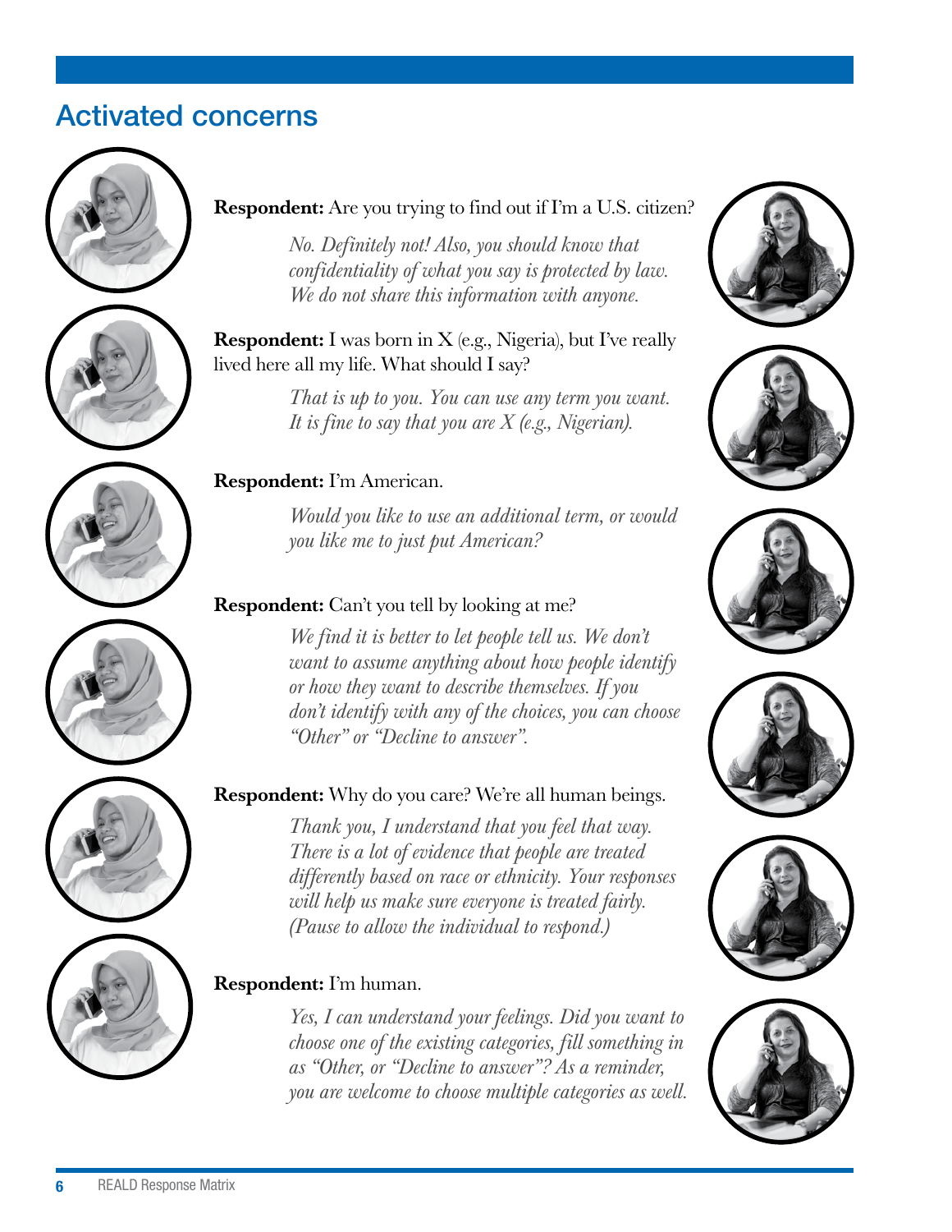## Activated concerns

**Respondent:** Are you trying to find out if I'm a U.S. citizen?

> *No. Definitely not! Also, you should know that confidentiality of what you say is protected by law. We do not share this information with anyone.*

**Respondent:** I was born in X (e.g., Nigeria), but I've really lived here all my life. What should I say?

> *That is up to you. You can use any term you want. It is fine to say that you are X (e.g., Nigerian).*

**Respondent:** I'm American.

> *Would you like to use an additional term, or would you like me to just put American?*

**Respondent:** Can't you tell by looking at me?

> *We find it is better to let people tell us. We don't want to assume anything about how people identify or how they want to describe themselves. If you don't identify with any of the choices, you can choose "Other" or "Decline to answer".*

**Respondent:** Why do you care? We're all human beings.

> *Thank you, I understand that you feel that way. There is a lot of evidence that people are treated differently based on race or ethnicity. Your responses will help us make sure everyone is treated fairly. (Pause to allow the individual to respond.)*

**Respondent:** I'm human.

> *Yes, I can understand your feelings. Did you want to choose one of the existing categories, fill something in as "Other, or "Decline to answer"? As a reminder, you are welcome to choose multiple categories as well.*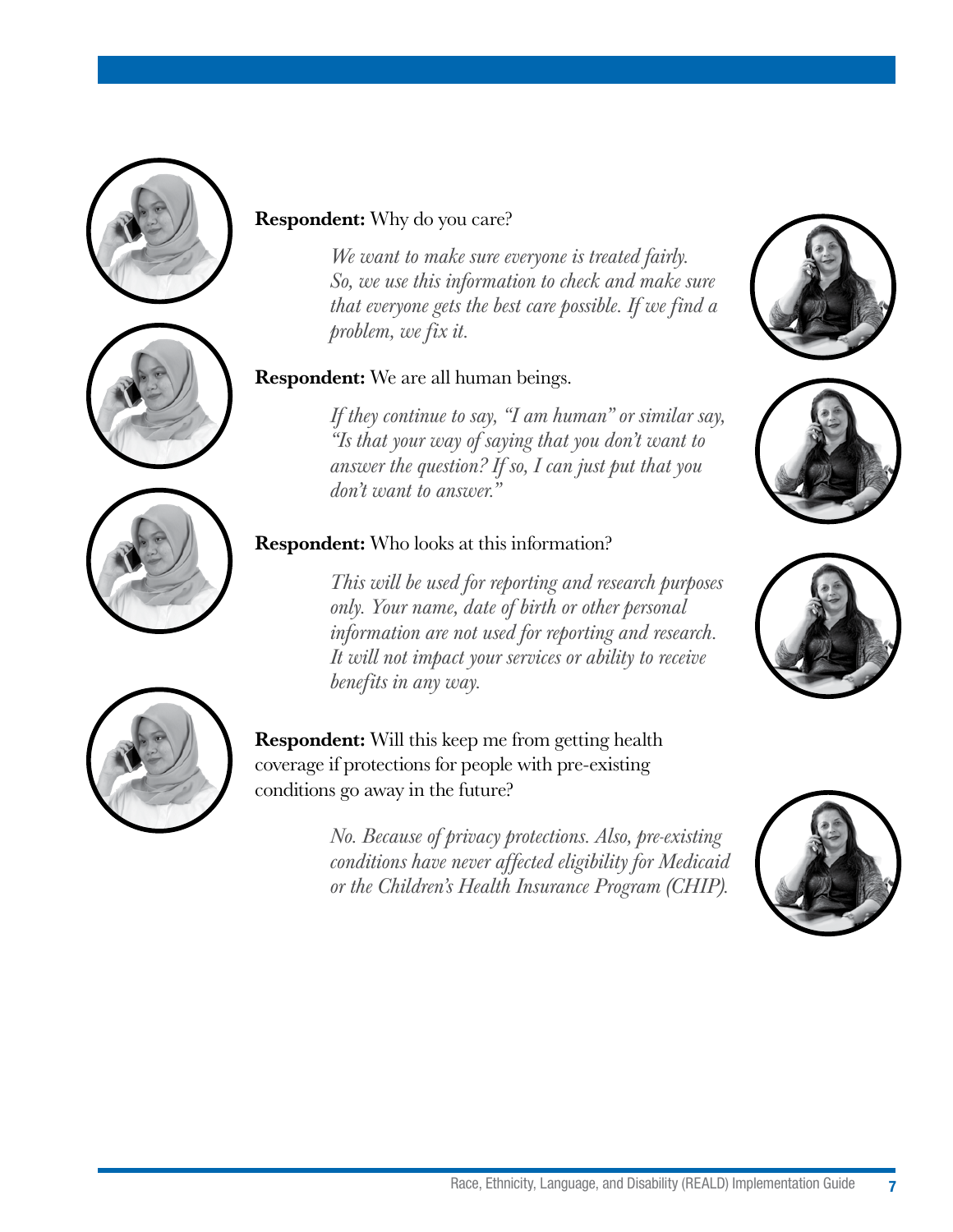**Respondent:** Why do you care?

*We want to make sure everyone is treated fairly. So, we use this information to check and make sure that everyone gets the best care possible. If we find a problem, we fix it.*

**Respondent:** We are all human beings.

*If they continue to say, "I am human" or similar say, "Is that your way of saying that you don't want to answer the question? If so, I can just put that you don't want to answer."*

**Respondent:** Who looks at this information?

*This will be used for reporting and research purposes only. Your name, date of birth or other personal information are not used for reporting and research. It will not impact your services or ability to receive benefits in any way.*

**Respondent:** Will this keep me from getting health coverage if protections for people with pre-existing conditions go away in the future?

*No. Because of privacy protections. Also, pre-existing conditions have never affected eligibility for Medicaid or the Children's Health Insurance Program (CHIP).*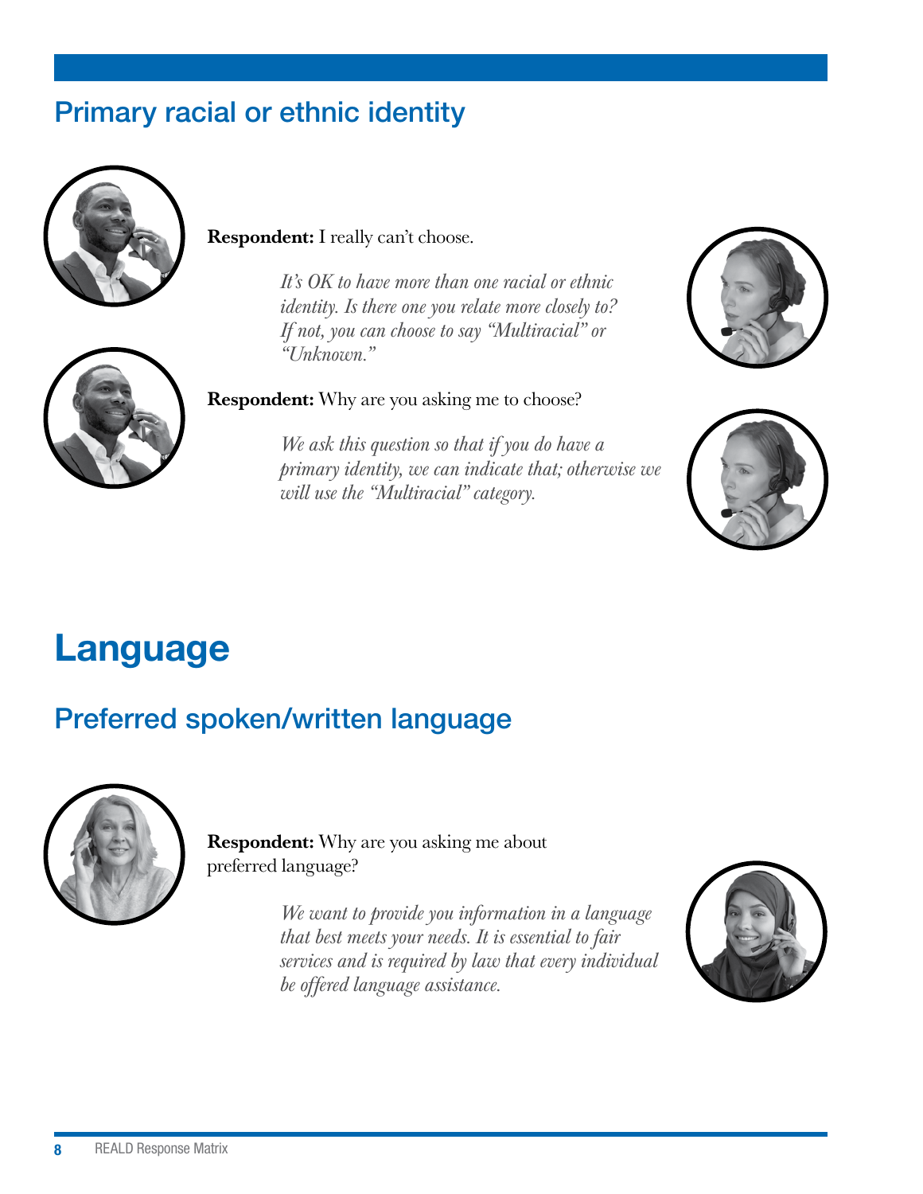## Primary racial or ethnic identity

**Respondent:** I really can't choose.

*It's OK to have more than one racial or ethnic identity. Is there one you relate more closely to? If not, you can choose to say "Multiracial" or "Unknown."*

**Respondent:** Why are you asking me to choose?

*We ask this question so that if you do have a primary identity, we can indicate that; otherwise we will use the "Multiracial" category.*

# Language

## Preferred spoken/written language

**Respondent:** Why are you asking me about preferred language?

*We want to provide you information in a language that best meets your needs. It is essential to fair services and is required by law that every individual be offered language assistance.*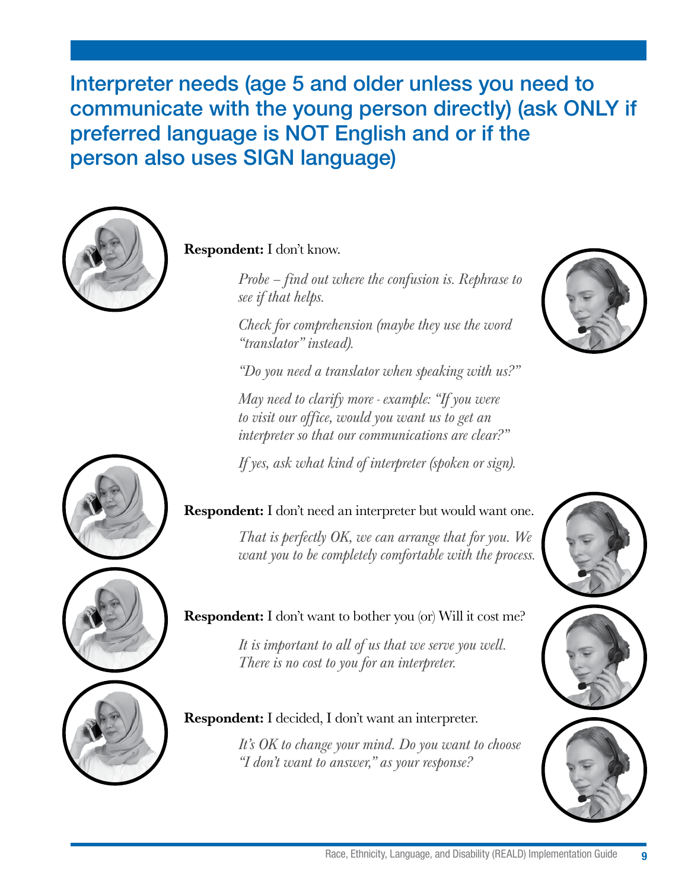## Interpreter needs (age 5 and older unless you need to communicate with the young person directly) (ask ONLY if preferred language is NOT English and or if the person also uses SIGN language)

**Respondent:** I don't know.

*Probe – find out where the confusion is. Rephrase to see if that helps.*

*Check for comprehension (maybe they use the word "translator" instead).*

*"Do you need a translator when speaking with us?"*

*May need to clarify more - example: "If you were to visit our office, would you want us to get an interpreter so that our communications are clear?"*

*If yes, ask what kind of interpreter (spoken or sign).*

**Respondent:** I don't need an interpreter but would want one.

*That is perfectly OK, we can arrange that for you. We want you to be completely comfortable with the process.*

**Respondent:** I don't want to bother you (or) Will it cost me?

*It is important to all of us that we serve you well. There is no cost to you for an interpreter.*

**Respondent:** I decided, I don't want an interpreter.

*It's OK to change your mind. Do you want to choose "I don't want to answer," as your response?*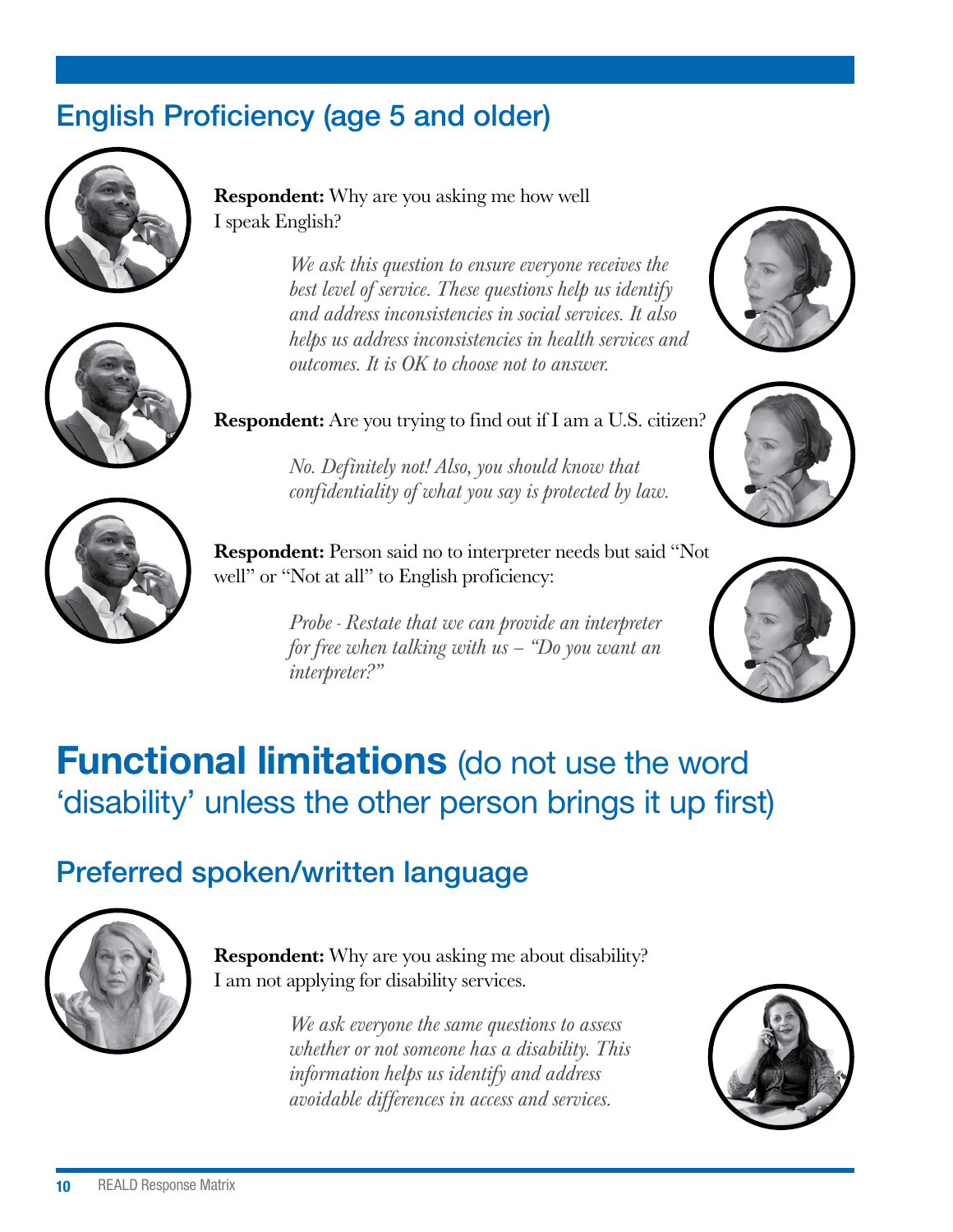## English Proficiency (age 5 and older)

**Respondent:** Why are you asking me how well I speak English?

*We ask this question to ensure everyone receives the best level of service. These questions help us identify and address inconsistencies in social services. It also helps us address inconsistencies in health services and outcomes. It is OK to choose not to answer.*

**Respondent:** Are you trying to find out if I am a U.S. citizen?

*No. Definitely not! Also, you should know that confidentiality of what you say is protected by law.*

**Respondent:** Person said no to interpreter needs but said "Not well" or "Not at all" to English proficiency:

*Probe - Restate that we can provide an interpreter for free when talking with us – "Do you want an interpreter?"*

# **Functional limitations** (do not use the word 'disability' unless the other person brings it up first)

## Preferred spoken/written language

**Respondent:** Why are you asking me about disability? I am not applying for disability services.

*We ask everyone the same questions to assess whether or not someone has a disability. This information helps us identify and address avoidable differences in access and services.*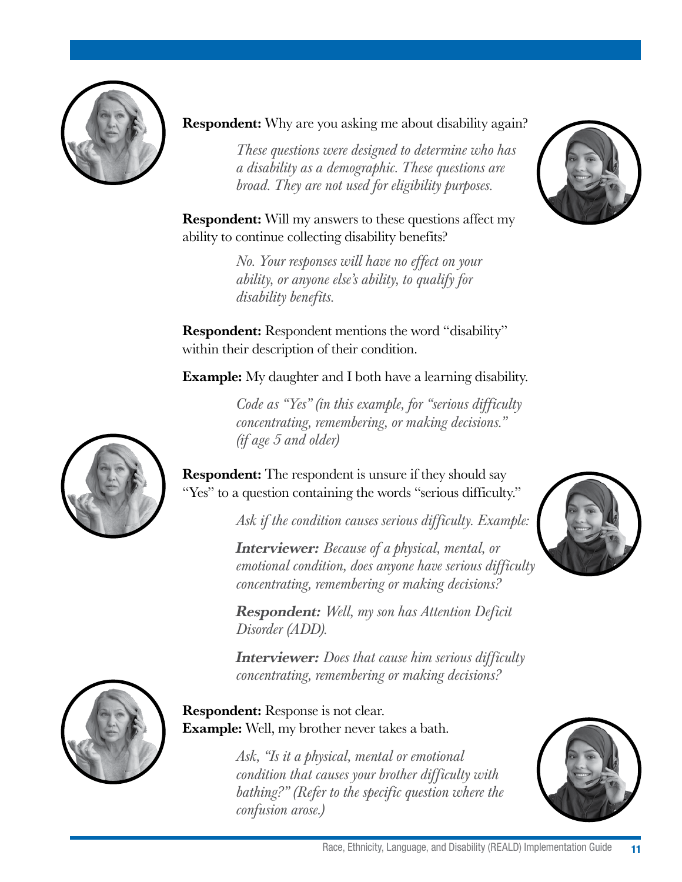**Respondent:** Why are you asking me about disability again?

*These questions were designed to determine who has a disability as a demographic. These questions are broad. They are not used for eligibility purposes.*

**Respondent:** Will my answers to these questions affect my ability to continue collecting disability benefits?

*No. Your responses will have no effect on your ability, or anyone else's ability, to qualify for disability benefits.*

**Respondent:** Respondent mentions the word "disability" within their description of their condition.

**Example:** My daughter and I both have a learning disability.

*Code as "Yes" (in this example, for "serious difficulty concentrating, remembering, or making decisions." (if age 5 and older)*

**Respondent:** The respondent is unsure if they should say "Yes" to a question containing the words "serious difficulty."

*Ask if the condition causes serious difficulty. Example:*

***Interviewer:*** *Because of a physical, mental, or emotional condition, does anyone have serious difficulty concentrating, remembering or making decisions?*

***Respondent:*** *Well, my son has Attention Deficit Disorder (ADD).*

***Interviewer:*** *Does that cause him serious difficulty concentrating, remembering or making decisions?*

**Respondent:** Response is not clear.
**Example:** Well, my brother never takes a bath.

*Ask, "Is it a physical, mental or emotional condition that causes your brother difficulty with bathing?" (Refer to the specific question where the confusion arose.)*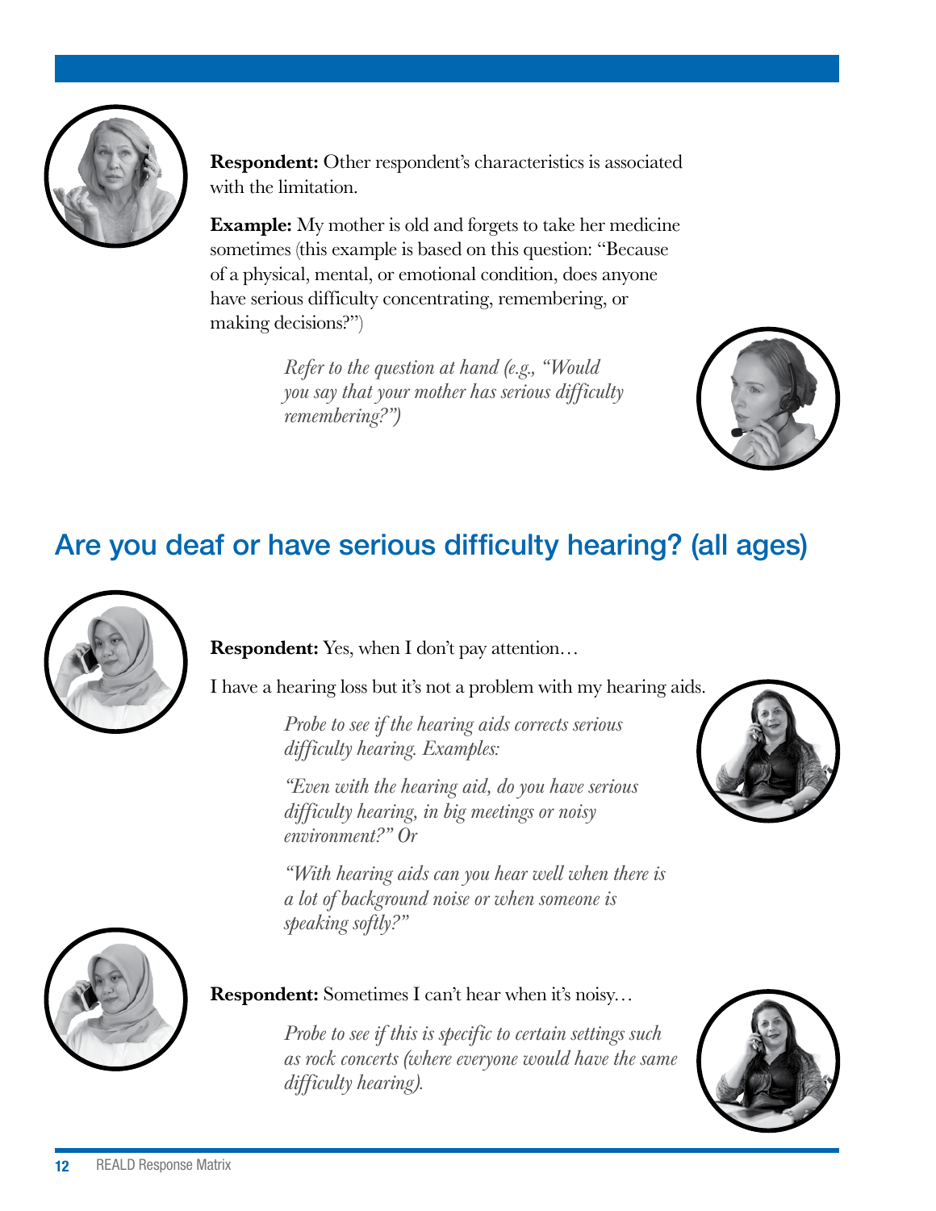**Respondent:** Other respondent's characteristics is associated with the limitation.

**Example:** My mother is old and forgets to take her medicine sometimes (this example is based on this question: "Because of a physical, mental, or emotional condition, does anyone have serious difficulty concentrating, remembering, or making decisions?")

*Refer to the question at hand (e.g., "Would you say that your mother has serious difficulty remembering?")*

## Are you deaf or have serious difficulty hearing? (all ages)

**Respondent:** Yes, when I don't pay attention…

I have a hearing loss but it's not a problem with my hearing aids.

*Probe to see if the hearing aids corrects serious difficulty hearing. Examples:*

*"Even with the hearing aid, do you have serious difficulty hearing, in big meetings or noisy environment?" Or*

*"With hearing aids can you hear well when there is a lot of background noise or when someone is speaking softly?"*

**Respondent:** Sometimes I can't hear when it's noisy…

*Probe to see if this is specific to certain settings such as rock concerts (where everyone would have the same difficulty hearing).*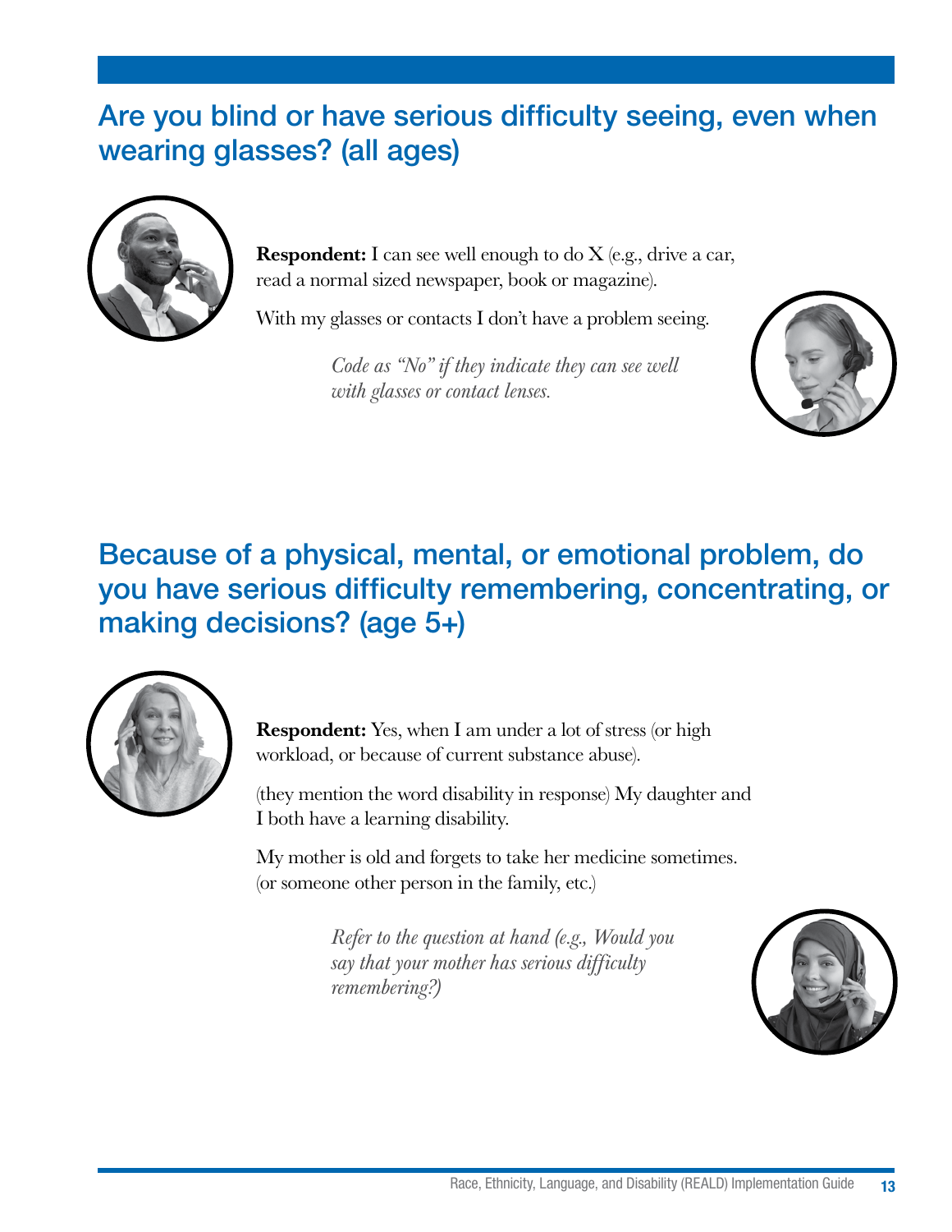## Are you blind or have serious difficulty seeing, even when wearing glasses? (all ages)

**Respondent:** I can see well enough to do X (e.g., drive a car, read a normal sized newspaper, book or magazine).

With my glasses or contacts I don't have a problem seeing.

*Code as "No" if they indicate they can see well with glasses or contact lenses.*

## Because of a physical, mental, or emotional problem, do you have serious difficulty remembering, concentrating, or making decisions? (age 5+)

**Respondent:** Yes, when I am under a lot of stress (or high workload, or because of current substance abuse).

(they mention the word disability in response) My daughter and I both have a learning disability.

My mother is old and forgets to take her medicine sometimes. (or someone other person in the family, etc.)

*Refer to the question at hand (e.g., Would you say that your mother has serious difficulty remembering?)*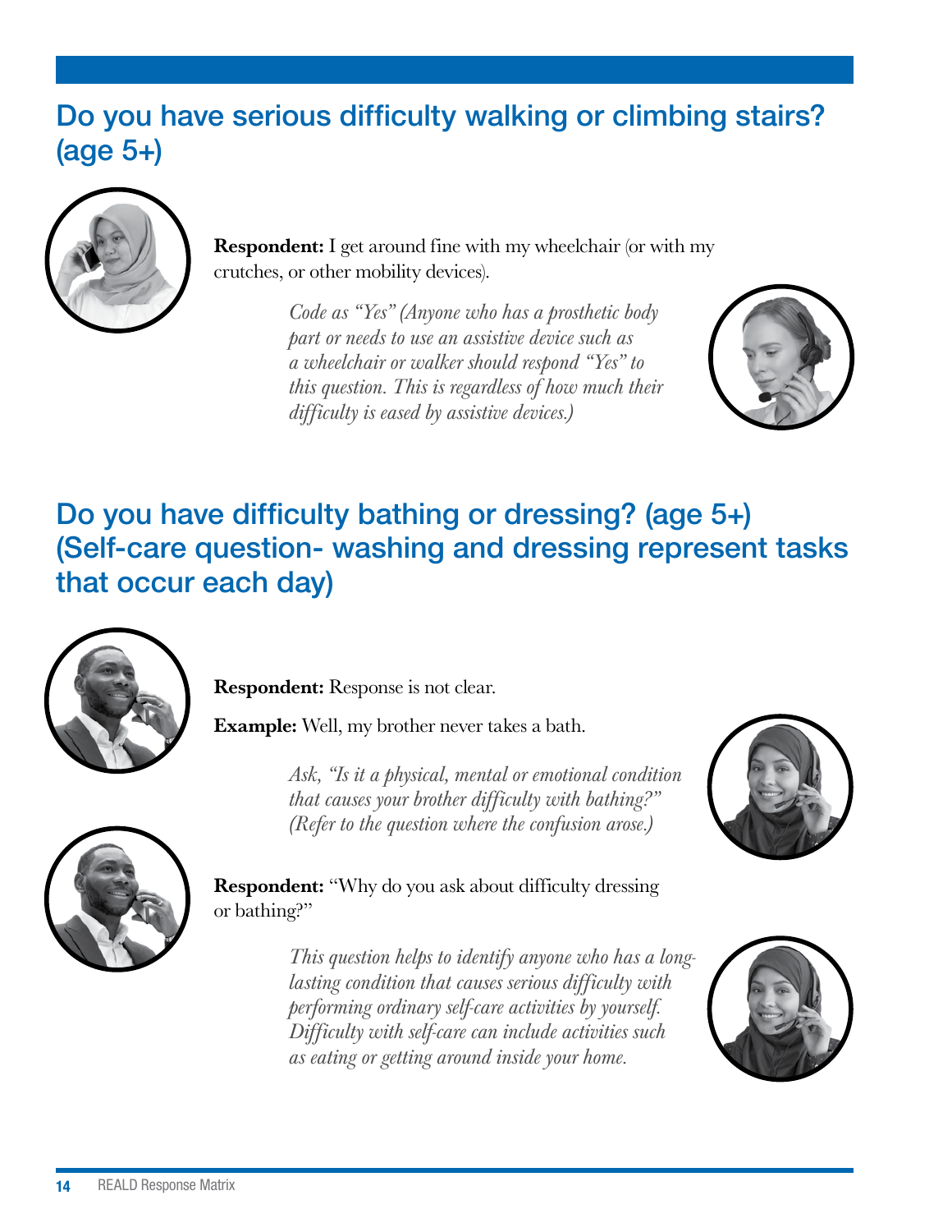## Do you have serious difficulty walking or climbing stairs? (age 5+)

**Respondent:** I get around fine with my wheelchair (or with my crutches, or other mobility devices).

*Code as "Yes" (Anyone who has a prosthetic body part or needs to use an assistive device such as a wheelchair or walker should respond "Yes" to this question. This is regardless of how much their difficulty is eased by assistive devices.)*

## Do you have difficulty bathing or dressing? (age 5+) (Self-care question- washing and dressing represent tasks that occur each day)

**Respondent:** Response is not clear.

**Example:** Well, my brother never takes a bath.

*Ask, "Is it a physical, mental or emotional condition that causes your brother difficulty with bathing?" (Refer to the question where the confusion arose.)*

**Respondent:** "Why do you ask about difficulty dressing or bathing?"

*This question helps to identify anyone who has a long-lasting condition that causes serious difficulty with performing ordinary self-care activities by yourself. Difficulty with self-care can include activities such as eating or getting around inside your home.*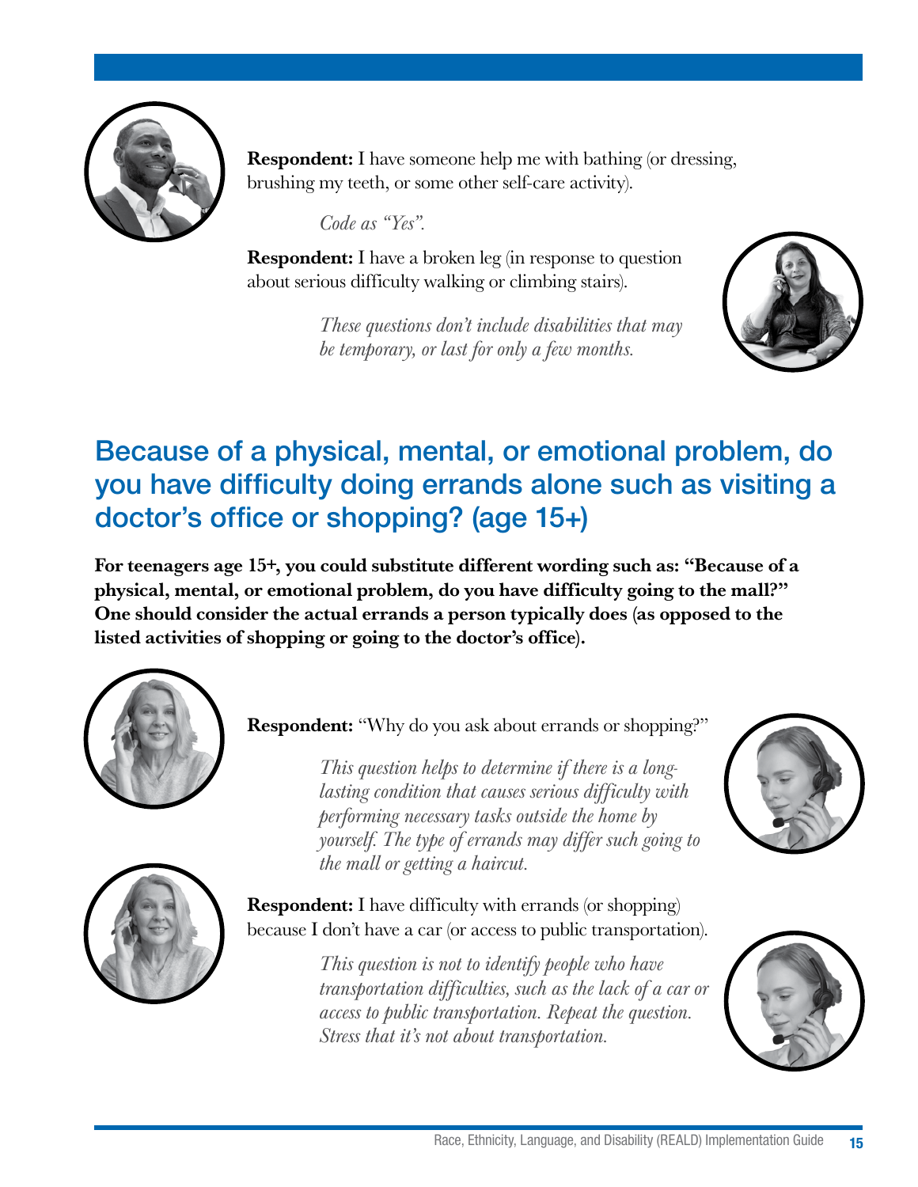**Respondent:** I have someone help me with bathing (or dressing, brushing my teeth, or some other self-care activity).

*Code as "Yes".*

**Respondent:** I have a broken leg (in response to question about serious difficulty walking or climbing stairs).

*These questions don't include disabilities that may be temporary, or last for only a few months.*

## Because of a physical, mental, or emotional problem, do you have difficulty doing errands alone such as visiting a doctor's office or shopping? (age 15+)

**For teenagers age 15+, you could substitute different wording such as: "Because of a physical, mental, or emotional problem, do you have difficulty going to the mall?" One should consider the actual errands a person typically does (as opposed to the listed activities of shopping or going to the doctor's office).**

**Respondent:** "Why do you ask about errands or shopping?"

*This question helps to determine if there is a long-lasting condition that causes serious difficulty with performing necessary tasks outside the home by yourself. The type of errands may differ such going to the mall or getting a haircut.*

**Respondent:** I have difficulty with errands (or shopping) because I don't have a car (or access to public transportation).

*This question is not to identify people who have transportation difficulties, such as the lack of a car or access to public transportation. Repeat the question. Stress that it's not about transportation.*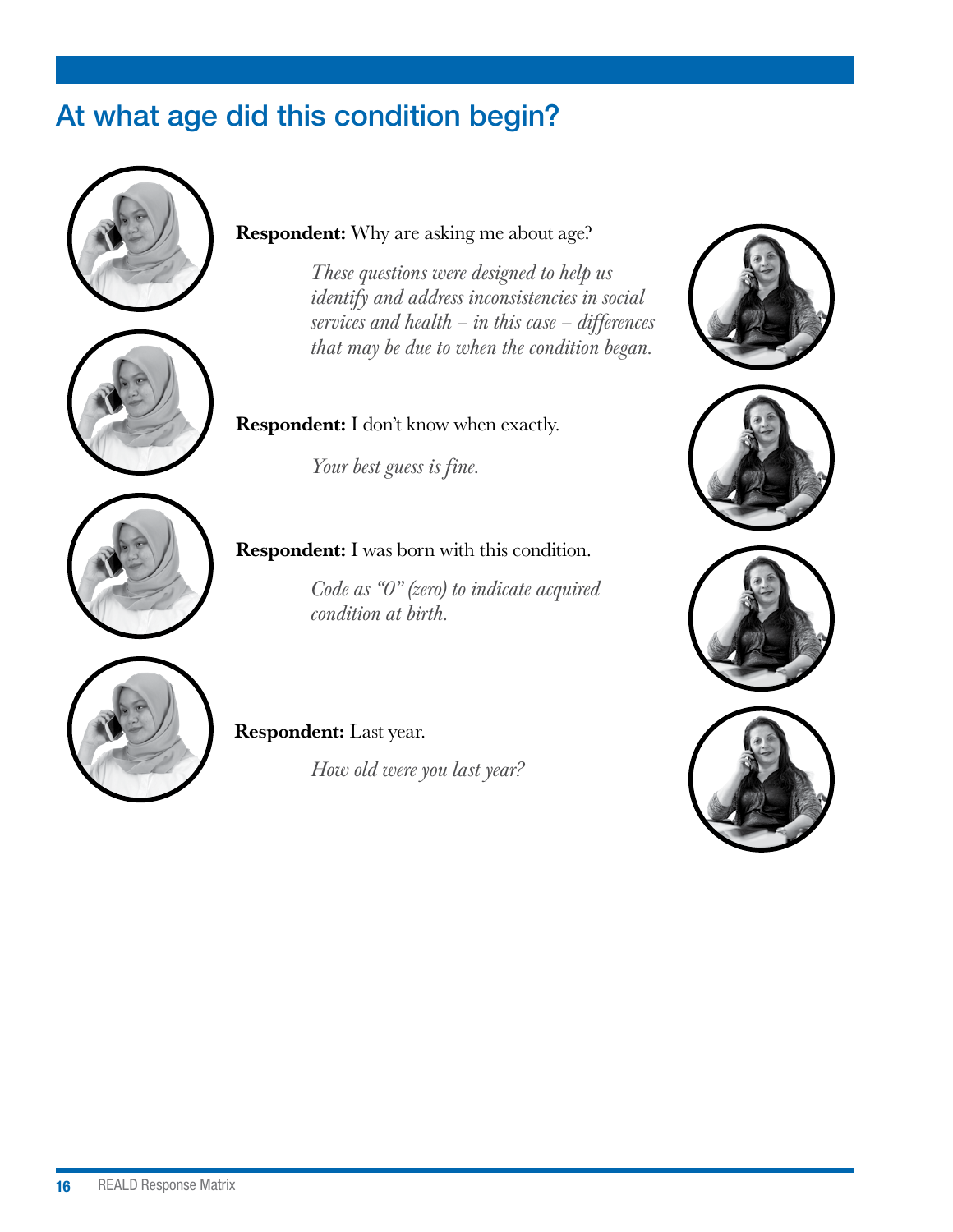## At what age did this condition begin?

**Respondent:** Why are asking me about age?

*These questions were designed to help us identify and address inconsistencies in social services and health – in this case – differences that may be due to when the condition began.*

**Respondent:** I don't know when exactly.

*Your best guess is fine.*

**Respondent:** I was born with this condition.

*Code as "0" (zero) to indicate acquired condition at birth.*

**Respondent:** Last year.

*How old were you last year?*